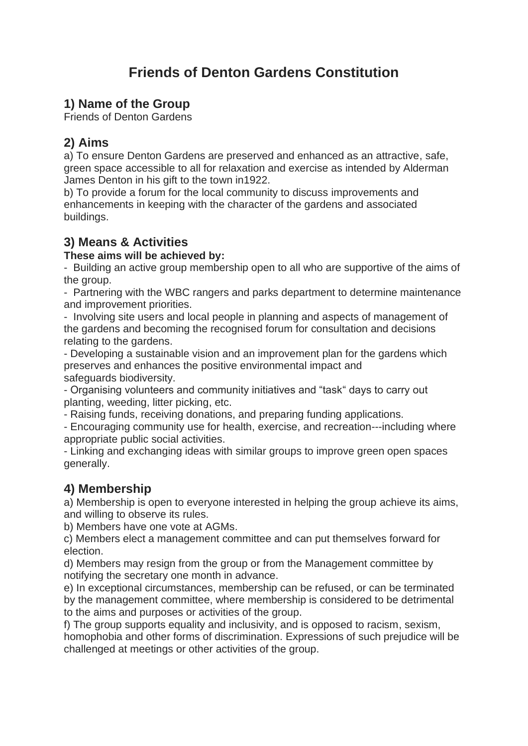# Friends of Denton Gardens Constitution

## 1) Name of the Group

Friends of Denton Gardens

## 2) Aims

a) To ensure Denton Gardens are preserved and enhanced as an attractive, safe, green space accessible to all for relaxation and exercise as intended by Alderman James Denton in his gift to the town in1922.

b) To provide a forum for the local community to discuss improvements and enhancements in keeping with the character of the gardens and associated buildings.

## 3) Means & Activities

**These aims will be achieved by:**

- Building an active group membership open to all who are supportive of the aims of the group.
- Partnering with the WBC rangers and parks department to determine maintenance and improvement priorities.
- Involving site users and local people in planning and aspects of management of the gardens and becoming the recognised forum for consultation and decisions relating to the gardens.
- Developing a sustainable vision and an improvement plan for the gardens which preserves and enhances the positive environmental impact and safeguards biodiversity.
- Organising volunteers and community initiatives and “task“ days to carry out planting, weeding, litter picking, etc.
- Raising funds, receiving donations, and preparing funding applications.
- Encouraging community use for health, exercise, and recreation---including where appropriate public social activities.
- Linking and exchanging ideas with similar groups to improve green open spaces generally.

## 4) Membership

a) Membership is open to everyone interested in helping the group achieve its aims, and willing to observe its rules.

b) Members have one vote at AGMs.

c) Members elect a management committee and can put themselves forward for election.

d) Members may resign from the group or from the Management committee by notifying the secretary one month in advance.

e) In exceptional circumstances, membership can be refused, or can be terminated by the management committee, where membership is considered to be detrimental to the aims and purposes or activities of the group.

f) The group supports equality and inclusivity, and is opposed to racism, sexism, homophobia and other forms of discrimination. Expressions of such prejudice will be challenged at meetings or other activities of the group.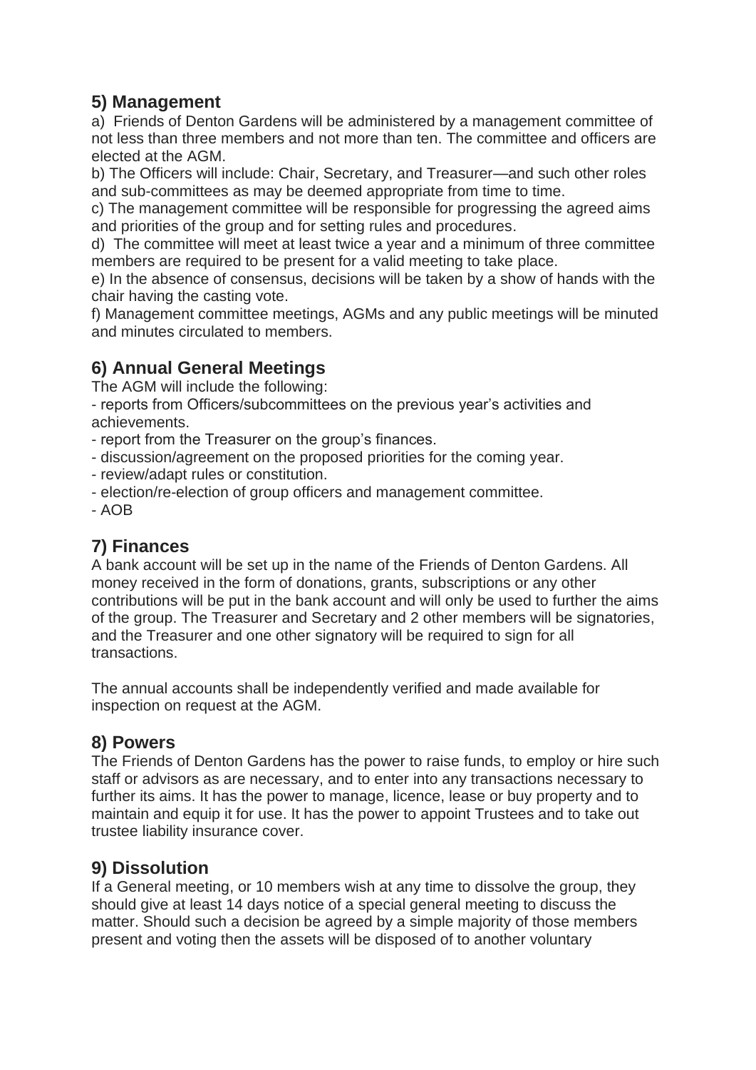## 5) Management

a) Friends of Denton Gardens will be administered by a management committee of not less than three members and not more than ten. The committee and officers are elected at the AGM.

b) The Officers will include: Chair, Secretary, and Treasurer—and such other roles and sub-committees as may be deemed appropriate from time to time.

c) The management committee will be responsible for progressing the agreed aims and priorities of the group and for setting rules and procedures.

d) The committee will meet at least twice a year and a minimum of three committee members are required to be present for a valid meeting to take place.

e) In the absence of consensus, decisions will be taken by a show of hands with the chair having the casting vote.

f) Management committee meetings, AGMs and any public meetings will be minuted and minutes circulated to members.

## 6) Annual General Meetings

The AGM will include the following:

- reports from Officers/subcommittees on the previous year's activities and achievements.
- report from the Treasurer on the group's finances.
- discussion/agreement on the proposed priorities for the coming year.
- review/adapt rules or constitution.
- election/re-election of group officers and management committee.
- AOB

## 7) Finances

A bank account will be set up in the name of the Friends of Denton Gardens. All money received in the form of donations, grants, subscriptions or any other contributions will be put in the bank account and will only be used to further the aims of the group. The Treasurer and Secretary and 2 other members will be signatories, and the Treasurer and one other signatory will be required to sign for all transactions.

The annual accounts shall be independently verified and made available for inspection on request at the AGM.

## 8) Powers

The Friends of Denton Gardens has the power to raise funds, to employ or hire such staff or advisors as are necessary, and to enter into any transactions necessary to further its aims. It has the power to manage, licence, lease or buy property and to maintain and equip it for use. It has the power to appoint Trustees and to take out trustee liability insurance cover.

## 9) Dissolution

If a General meeting, or 10 members wish at any time to dissolve the group, they should give at least 14 days notice of a special general meeting to discuss the matter. Should such a decision be agreed by a simple majority of those members present and voting then the assets will be disposed of to another voluntary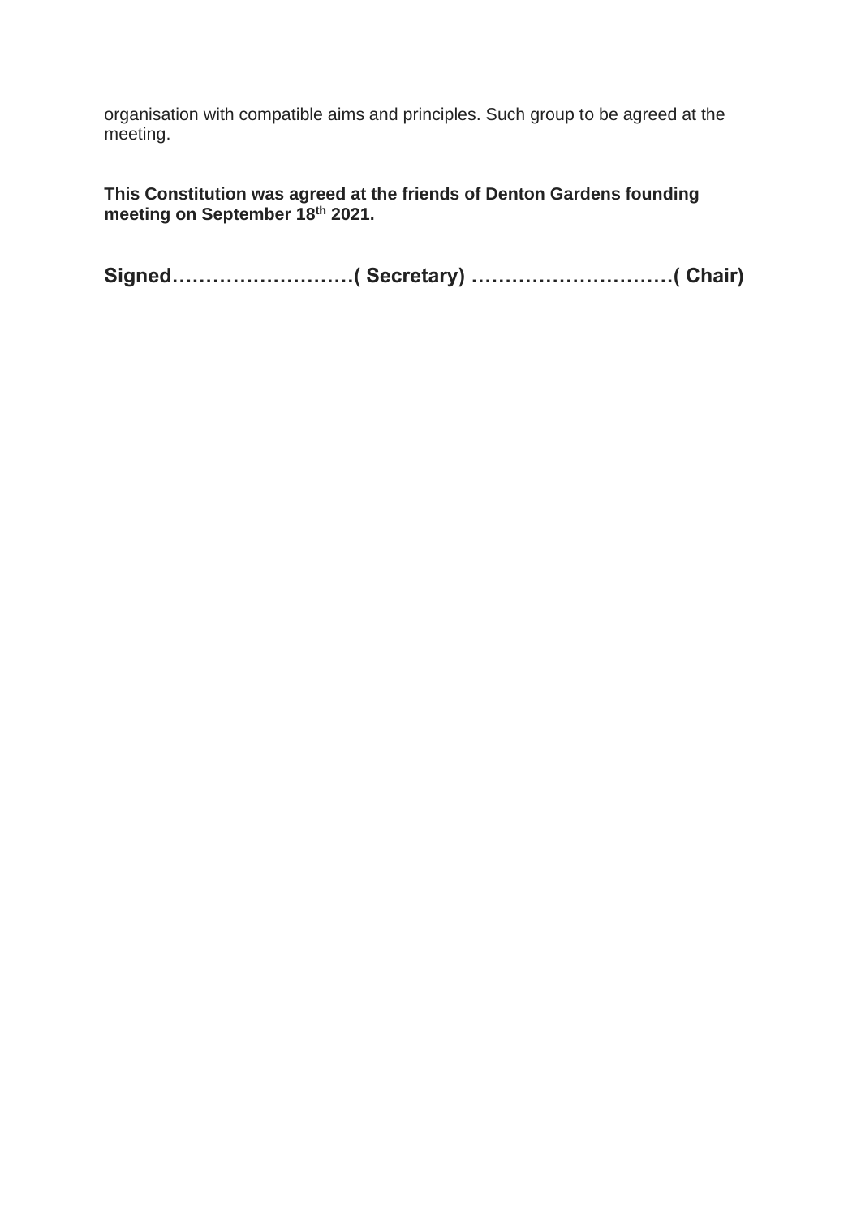organisation with compatible aims and principles. Such group to be agreed at the meeting.

**This Constitution was agreed at the friends of Denton Gardens founding meeting on September 18th 2021.**

**Signed………………………( Secretary) …………………………( Chair)**